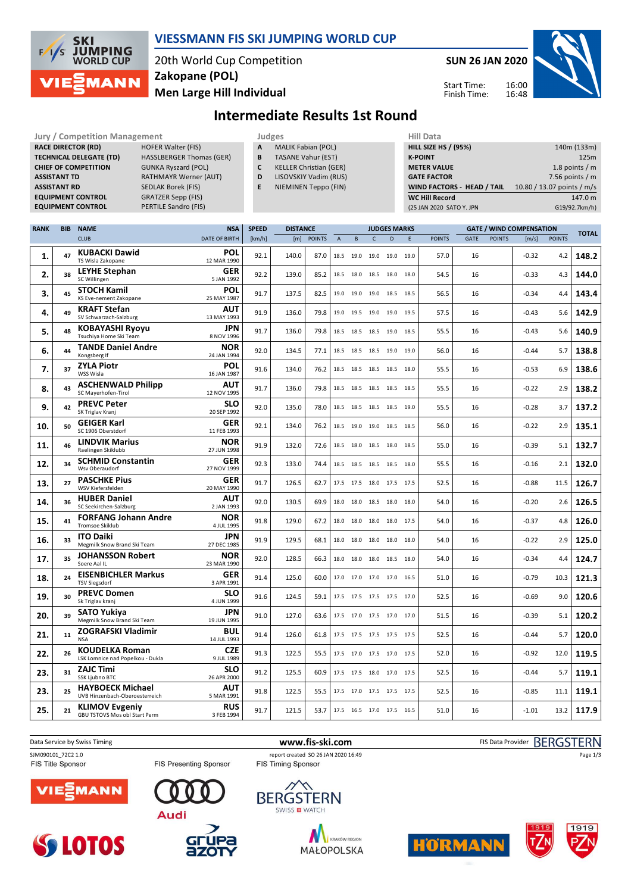# VIESSMANN FIS SKI JUMPING WORLD CUP

20th World Cup Competition
**Zakopane (POL)**
**Men Large Hill Individual**

**SUN 26 JAN 2020**

Start Time: 16:00
Finish Time: 16:48

## Intermediate Results 1st Round

| Jury / Competition Management | |
|---|---|
| RACE DIRECTOR (RD) | HOFER Walter (FIS) |
| TECHNICAL DELEGATE (TD) | HASSLBERGER Thomas (GER) |
| CHIEF OF COMPETITION | GUNKA Ryszard (POL) |
| ASSISTANT TD | RATHMAYR Werner (AUT) |
| ASSISTANT RD | SEDLAK Borek (FIS) |
| EQUIPMENT CONTROL | GRATZER Sepp (FIS) |
| EQUIPMENT CONTROL | PERTILE Sandro (FIS) |

| Judges | |
|---|---|
| A | MALIK Fabian (POL) |
| B | TASANE Vahur (EST) |
| C | KELLER Christian (GER) |
| D | LISOVSKIY Vadim (RUS) |
| E | NIEMINEN Teppo (FIN) |

| Hill Data | |
|---|---|
| HILL SIZE HS / (95%) | 140m (133m) |
| K-POINT | 125m |
| METER VALUE | 1.8 points / m |
| GATE FACTOR | 7.56 points / m |
| WIND FACTORS - HEAD / TAIL | 10.80 / 13.07 points / m/s |
| WC Hill Record | 147.0 m |
| (25 JAN 2020 SATO Y. JPN | G19/92.7km/h) |

| RANK | BIB | NAME / CLUB | NSA / DATE OF BIRTH | SPEED [km/h] | DISTANCE [m] | DISTANCE POINTS | A | B | C | D | E | JUDGES POINTS | GATE | GATE POINTS | WIND [m/s] | WIND POINTS | TOTAL |
|---|---|---|---|---|---|---|---|---|---|---|---|---|---|---|---|---|---|
| 1. | 47 | **KUBACKI Dawid** TS Wisla Zakopane | POL 12 MAR 1990 | 92.1 | 140.0 | 87.0 | 18.5 | 19.0 | 19.0 | 19.0 | 19.0 | 57.0 | 16 | | -0.32 | 4.2 | **148.2** |
| 2. | 38 | **LEYHE Stephan** SC Willingen | GER 5 JAN 1992 | 92.2 | 139.0 | 85.2 | 18.5 | 18.0 | 18.5 | 18.0 | 18.0 | 54.5 | 16 | | -0.33 | 4.3 | **144.0** |
| 3. | 45 | **STOCH Kamil** KS Eve-nement Zakopane | POL 25 MAY 1987 | 91.7 | 137.5 | 82.5 | 19.0 | 19.0 | 19.0 | 18.5 | 18.5 | 56.5 | 16 | | -0.34 | 4.4 | **143.4** |
| 4. | 49 | **KRAFT Stefan** SV Schwarzach-Salzburg | AUT 13 MAY 1993 | 91.9 | 136.0 | 79.8 | 19.0 | 19.5 | 19.0 | 19.0 | 19.5 | 57.5 | 16 | | -0.43 | 5.6 | **142.9** |
| 5. | 48 | **KOBAYASHI Ryoyu** Tsuchiya Home Ski Team | JPN 8 NOV 1996 | 91.7 | 136.0 | 79.8 | 18.5 | 18.5 | 18.5 | 19.0 | 18.5 | 55.5 | 16 | | -0.43 | 5.6 | **140.9** |
| 6. | 44 | **TANDE Daniel Andre** Kongsberg If | NOR 24 JAN 1994 | 92.0 | 134.5 | 77.1 | 18.5 | 18.5 | 18.5 | 19.0 | 19.0 | 56.0 | 16 | | -0.44 | 5.7 | **138.8** |
| 7. | 37 | **ZYLA Piotr** WSS Wisla | POL 16 JAN 1987 | 91.6 | 134.0 | 76.2 | 18.5 | 18.5 | 18.5 | 18.5 | 18.0 | 55.5 | 16 | | -0.53 | 6.9 | **138.6** |
| 8. | 43 | **ASCHENWALD Philipp** SC Mayerhofen-Tirol | AUT 12 NOV 1995 | 91.7 | 136.0 | 79.8 | 18.5 | 18.5 | 18.5 | 18.5 | 18.5 | 55.5 | 16 | | -0.22 | 2.9 | **138.2** |
| 9. | 42 | **PREVC Peter** SK Triglav Kranj | SLO 20 SEP 1992 | 92.0 | 135.0 | 78.0 | 18.5 | 18.5 | 18.5 | 18.5 | 19.0 | 55.5 | 16 | | -0.28 | 3.7 | **137.2** |
| 10. | 50 | **GEIGER Karl** SC 1906 Oberstdorf | GER 11 FEB 1993 | 92.1 | 134.0 | 76.2 | 18.5 | 19.0 | 19.0 | 18.5 | 18.5 | 56.0 | 16 | | -0.22 | 2.9 | **135.1** |
| 11. | 46 | **LINDVIK Marius** Raelingen Skiklubb | NOR 27 JUN 1998 | 91.9 | 132.0 | 72.6 | 18.5 | 18.0 | 18.5 | 18.0 | 18.5 | 55.0 | 16 | | -0.39 | 5.1 | **132.7** |
| 12. | 34 | **SCHMID Constantin** Wsv Oberaudorf | GER 27 NOV 1999 | 92.3 | 133.0 | 74.4 | 18.5 | 18.5 | 18.5 | 18.5 | 18.0 | 55.5 | 16 | | -0.16 | 2.1 | **132.0** |
| 13. | 27 | **PASCHKE Pius** WSV Kiefersfelden | GER 20 MAY 1990 | 91.7 | 126.5 | 62.7 | 17.5 | 17.5 | 18.0 | 17.5 | 17.5 | 52.5 | 16 | | -0.88 | 11.5 | **126.7** |
| 14. | 36 | **HUBER Daniel** SC Seekirchen-Salzburg | AUT 2 JAN 1993 | 92.0 | 130.5 | 69.9 | 18.0 | 18.0 | 18.5 | 18.0 | 18.0 | 54.0 | 16 | | -0.20 | 2.6 | **126.5** |
| 15. | 41 | **FORFANG Johann Andre** Tromsoe Skiklub | NOR 4 JUL 1995 | 91.8 | 129.0 | 67.2 | 18.0 | 18.0 | 18.0 | 18.0 | 17.5 | 54.0 | 16 | | -0.37 | 4.8 | **126.0** |
| 16. | 33 | **ITO Daiki** Megmilk Snow Brand Ski Team | JPN 27 DEC 1985 | 91.9 | 129.5 | 68.1 | 18.0 | 18.0 | 18.0 | 18.0 | 18.0 | 54.0 | 16 | | -0.22 | 2.9 | **125.0** |
| 17. | 35 | **JOHANSSON Robert** Soere Aal IL | NOR 23 MAR 1990 | 92.0 | 128.5 | 66.3 | 18.0 | 18.0 | 18.0 | 18.5 | 18.0 | 54.0 | 16 | | -0.34 | 4.4 | **124.7** |
| 18. | 24 | **EISENBICHLER Markus** TSV Siegsdorf | GER 3 APR 1991 | 91.4 | 125.0 | 60.0 | 17.0 | 17.0 | 17.0 | 17.0 | 16.5 | 51.0 | 16 | | -0.79 | 10.3 | **121.3** |
| 19. | 30 | **PREVC Domen** Sk Triglav kranj | SLO 4 JUN 1999 | 91.6 | 124.5 | 59.1 | 17.5 | 17.5 | 17.5 | 17.5 | 17.0 | 52.5 | 16 | | -0.69 | 9.0 | **120.6** |
| 20. | 39 | **SATO Yukiya** Megmilk Snow Brand Ski Team | JPN 19 JUN 1995 | 91.0 | 127.0 | 63.6 | 17.5 | 17.0 | 17.5 | 17.0 | 17.0 | 51.5 | 16 | | -0.39 | 5.1 | **120.2** |
| 21. | 11 | **ZOGRAFSKI Vladimir** NSA | BUL 14 JUL 1993 | 91.4 | 126.0 | 61.8 | 17.5 | 17.5 | 17.5 | 17.5 | 17.5 | 52.5 | 16 | | -0.44 | 5.7 | **120.0** |
| 22. | 26 | **KOUDELKA Roman** LSK Lomnice nad Popelkou - Dukla | CZE 9 JUL 1989 | 91.3 | 122.5 | 55.5 | 17.5 | 17.0 | 17.5 | 17.0 | 17.5 | 52.0 | 16 | | -0.92 | 12.0 | **119.5** |
| 23. | 31 | **ZAJC Timi** SSK Ljubno BTC | SLO 26 APR 2000 | 91.2 | 125.5 | 60.9 | 17.5 | 17.5 | 18.0 | 17.0 | 17.5 | 52.5 | 16 | | -0.44 | 5.7 | **119.1** |
| 23. | 25 | **HAYBOECK Michael** UVB Hinzenbach-Oberoesterreich | AUT 5 MAR 1991 | 91.8 | 122.5 | 55.5 | 17.5 | 17.0 | 17.5 | 17.5 | 17.5 | 52.5 | 16 | | -0.85 | 11.1 | **119.1** |
| 25. | 21 | **KLIMOV Evgeniy** GBU TSTOVS Mos obl Start Perm | RUS 3 FEB 1994 | 91.7 | 121.5 | 53.7 | 17.5 | 16.5 | 17.0 | 17.5 | 16.5 | 51.0 | 16 | | -1.01 | 13.2 | **117.9** |

Data Service by Swiss Timing — www.fis-ski.com — FIS Data Provider BERGSTERN

SJM090101_72C2 1.0 — report created SO 26 JAN 2020 16:49

FIS Title Sponsor — FIS Presenting Sponsor — FIS Timing Sponsor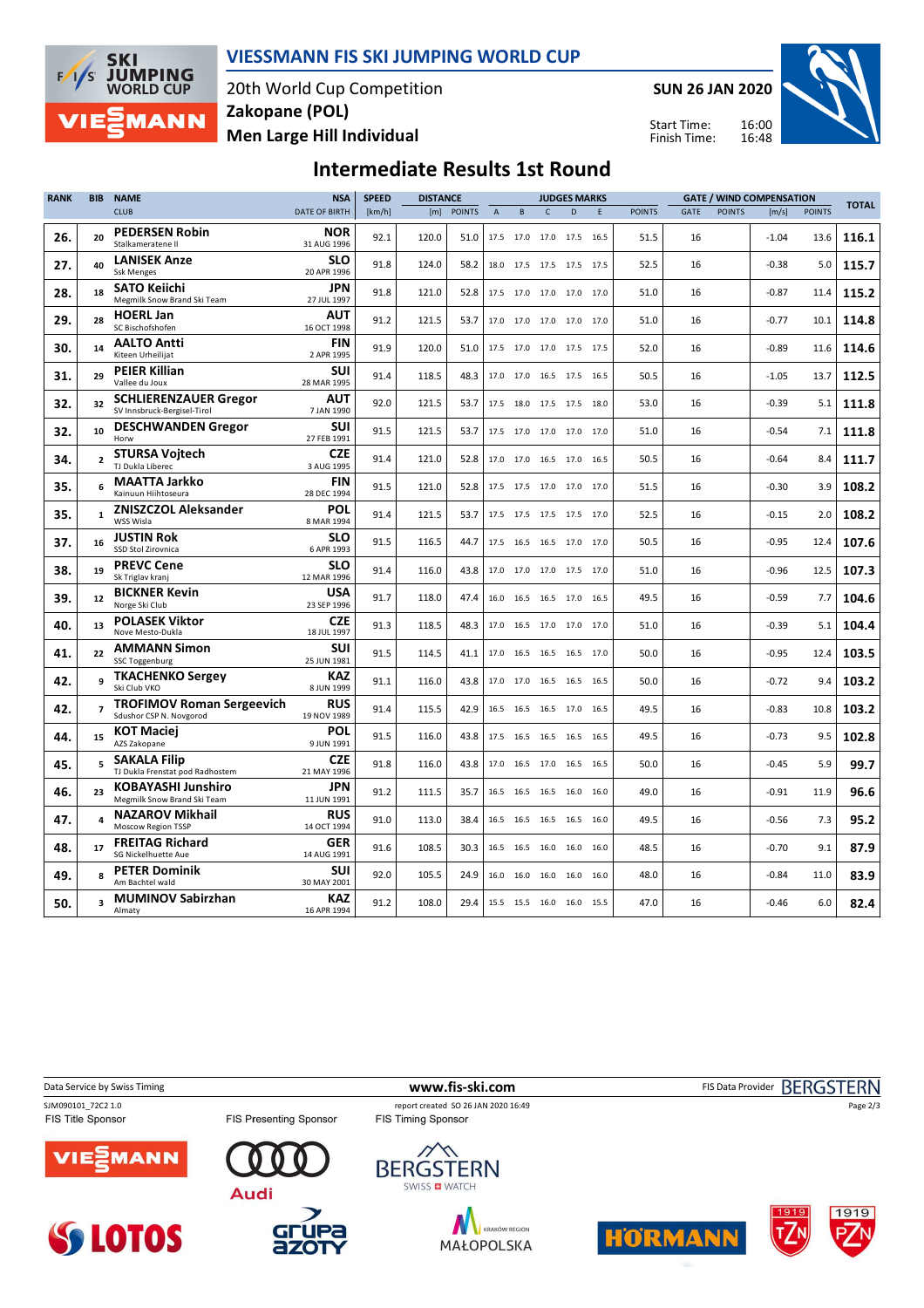# VIESSMANN FIS SKI JUMPING WORLD CUP

20th World Cup Competition
**Zakopane (POL)**
**Men Large Hill Individual**

**SUN 26 JAN 2020**

Start Time: 16:00
Finish Time: 16:48

## Intermediate Results 1st Round

| RANK | BIB | NAME / CLUB | NSA / DATE OF BIRTH | SPEED [km/h] | DISTANCE [m] | DISTANCE POINTS | A | B | C | D | E | JUDGES POINTS | GATE | GATE POINTS | WIND [m/s] | WIND POINTS | TOTAL |
|---|---|---|---|---|---|---|---|---|---|---|---|---|---|---|---|---|---|
| 26. | 20 | PEDERSEN Robin / Stalkameratene Il | NOR / 31 AUG 1996 | 92.1 | 120.0 | 51.0 | 17.5 | 17.0 | 17.0 | 17.5 | 16.5 | 51.5 | 16 | | -1.04 | 13.6 | 116.1 |
| 27. | 40 | LANISEK Anze / Ssk Menges | SLO / 20 APR 1996 | 91.8 | 124.0 | 58.2 | 18.0 | 17.5 | 17.5 | 17.5 | 17.5 | 52.5 | 16 | | -0.38 | 5.0 | 115.7 |
| 28. | 18 | SATO Keiichi / Megmilk Snow Brand Ski Team | JPN / 27 JUL 1997 | 91.8 | 121.0 | 52.8 | 17.5 | 17.0 | 17.0 | 17.0 | 17.0 | 51.0 | 16 | | -0.87 | 11.4 | 115.2 |
| 29. | 28 | HOERL Jan / SC Bischofshofen | AUT / 16 OCT 1998 | 91.2 | 121.5 | 53.7 | 17.0 | 17.0 | 17.0 | 17.0 | 17.0 | 51.0 | 16 | | -0.77 | 10.1 | 114.8 |
| 30. | 14 | AALTO Antti / Kiteen Urheilijat | FIN / 2 APR 1995 | 91.9 | 120.0 | 51.0 | 17.5 | 17.0 | 17.0 | 17.5 | 17.5 | 52.0 | 16 | | -0.89 | 11.6 | 114.6 |
| 31. | 29 | PEIER Killian / Vallee du Joux | SUI / 28 MAR 1995 | 91.4 | 118.5 | 48.3 | 17.0 | 17.0 | 16.5 | 17.5 | 16.5 | 50.5 | 16 | | -1.05 | 13.7 | 112.5 |
| 32. | 32 | SCHLIERENZAUER Gregor / SV Innsbruck-Bergisel-Tirol | AUT / 7 JAN 1990 | 92.0 | 121.5 | 53.7 | 17.5 | 18.0 | 17.5 | 17.5 | 18.0 | 53.0 | 16 | | -0.39 | 5.1 | 111.8 |
| 32. | 10 | DESCHWANDEN Gregor / Horw | SUI / 27 FEB 1991 | 91.5 | 121.5 | 53.7 | 17.5 | 17.0 | 17.0 | 17.0 | 17.0 | 51.0 | 16 | | -0.54 | 7.1 | 111.8 |
| 34. | 2 | STURSA Vojtech / TJ Dukla Liberec | CZE / 3 AUG 1995 | 91.4 | 121.0 | 52.8 | 17.0 | 17.0 | 16.5 | 17.0 | 16.5 | 50.5 | 16 | | -0.64 | 8.4 | 111.7 |
| 35. | 6 | MAATTA Jarkko / Kainuun Hiihtoseura | FIN / 28 DEC 1994 | 91.5 | 121.0 | 52.8 | 17.5 | 17.5 | 17.0 | 17.0 | 17.0 | 51.5 | 16 | | -0.30 | 3.9 | 108.2 |
| 35. | 1 | ZNISZCZOL Aleksander / WSS Wisla | POL / 8 MAR 1994 | 91.4 | 121.5 | 53.7 | 17.5 | 17.5 | 17.5 | 17.5 | 17.0 | 52.5 | 16 | | -0.15 | 2.0 | 108.2 |
| 37. | 16 | JUSTIN Rok / SSD Stol Zirovnica | SLO / 6 APR 1993 | 91.5 | 116.5 | 44.7 | 17.5 | 16.5 | 16.5 | 17.0 | 17.0 | 50.5 | 16 | | -0.95 | 12.4 | 107.6 |
| 38. | 19 | PREVC Cene / Sk Triglav kranj | SLO / 12 MAR 1996 | 91.4 | 116.0 | 43.8 | 17.0 | 17.0 | 17.0 | 17.5 | 17.0 | 51.0 | 16 | | -0.96 | 12.5 | 107.3 |
| 39. | 12 | BICKNER Kevin / Norge Ski Club | USA / 23 SEP 1996 | 91.7 | 118.0 | 47.4 | 16.0 | 16.5 | 16.5 | 17.0 | 16.5 | 49.5 | 16 | | -0.59 | 7.7 | 104.6 |
| 40. | 13 | POLASEK Viktor / Nove Mesto-Dukla | CZE / 18 JUL 1997 | 91.3 | 118.5 | 48.3 | 17.0 | 16.5 | 17.0 | 17.0 | 17.0 | 51.0 | 16 | | -0.39 | 5.1 | 104.4 |
| 41. | 22 | AMMANN Simon / SSC Toggenburg | SUI / 25 JUN 1981 | 91.5 | 114.5 | 41.1 | 17.0 | 16.5 | 16.5 | 16.5 | 17.0 | 50.0 | 16 | | -0.95 | 12.4 | 103.5 |
| 42. | 9 | TKACHENKO Sergey / Ski Club VKO | KAZ / 8 JUN 1999 | 91.1 | 116.0 | 43.8 | 17.0 | 17.0 | 16.5 | 16.5 | 16.5 | 50.0 | 16 | | -0.72 | 9.4 | 103.2 |
| 42. | 7 | TROFIMOV Roman Sergeevich / Sdushor CSP N. Novgorod | RUS / 19 NOV 1989 | 91.4 | 115.5 | 42.9 | 16.5 | 16.5 | 16.5 | 17.0 | 16.5 | 49.5 | 16 | | -0.83 | 10.8 | 103.2 |
| 44. | 15 | KOT Maciej / AZS Zakopane | POL / 9 JUN 1991 | 91.5 | 116.0 | 43.8 | 17.5 | 16.5 | 16.5 | 16.5 | 16.5 | 49.5 | 16 | | -0.73 | 9.5 | 102.8 |
| 45. | 5 | SAKALA Filip / TJ Dukla Frenstat pod Radhostem | CZE / 21 MAY 1996 | 91.8 | 116.0 | 43.8 | 17.0 | 16.5 | 17.0 | 16.5 | 16.5 | 50.0 | 16 | | -0.45 | 5.9 | 99.7 |
| 46. | 23 | KOBAYASHI Junshiro / Megmilk Snow Brand Ski Team | JPN / 11 JUN 1991 | 91.2 | 111.5 | 35.7 | 16.5 | 16.5 | 16.5 | 16.0 | 16.0 | 49.0 | 16 | | -0.91 | 11.9 | 96.6 |
| 47. | 4 | NAZAROV Mikhail / Moscow Region TSSP | RUS / 14 OCT 1994 | 91.0 | 113.0 | 38.4 | 16.5 | 16.5 | 16.5 | 16.5 | 16.0 | 49.5 | 16 | | -0.56 | 7.3 | 95.2 |
| 48. | 17 | FREITAG Richard / SG Nickelhuette Aue | GER / 14 AUG 1991 | 91.6 | 108.5 | 30.3 | 16.5 | 16.5 | 16.0 | 16.0 | 16.0 | 48.5 | 16 | | -0.70 | 9.1 | 87.9 |
| 49. | 8 | PETER Dominik / Am Bachtel wald | SUI / 30 MAY 2001 | 92.0 | 105.5 | 24.9 | 16.0 | 16.0 | 16.0 | 16.0 | 16.0 | 48.0 | 16 | | -0.84 | 11.0 | 83.9 |
| 50. | 3 | MUMINOV Sabirzhan / Almaty | KAZ / 16 APR 1994 | 91.2 | 108.0 | 29.4 | 15.5 | 15.5 | 16.0 | 16.0 | 15.5 | 47.0 | 16 | | -0.46 | 6.0 | 82.4 |

Data Service by Swiss Timing — www.fis-ski.com — FIS Data Provider BERGSTERN

SJM090101_72C2 1.0 — report created SO 26 JAN 2020 16:49

FIS Title Sponsor — FIS Presenting Sponsor — FIS Timing Sponsor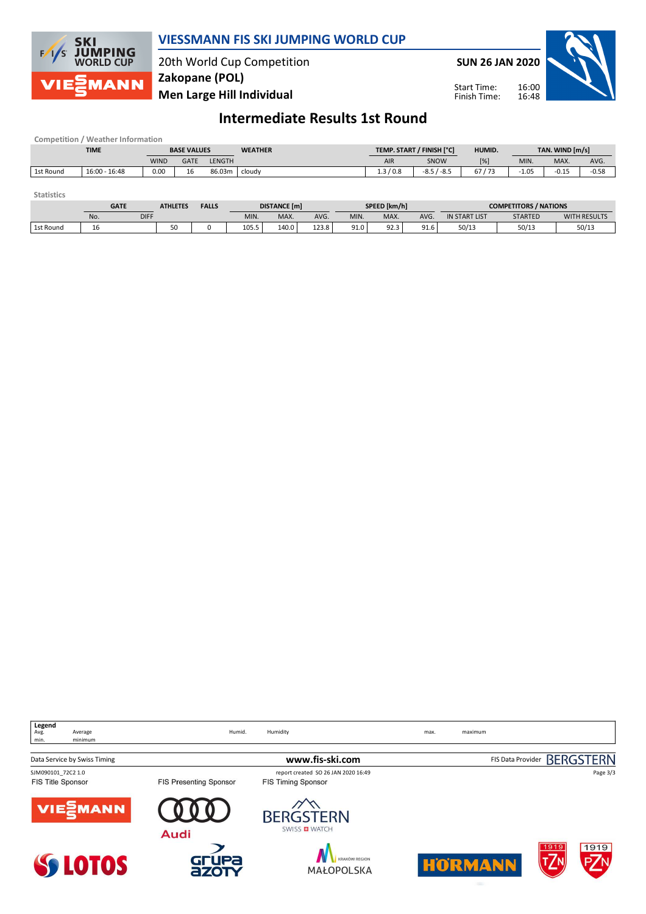# VIESSMANN FIS SKI JUMPING WORLD CUP

20th World Cup Competition
**Zakopane (POL)**
**Men Large Hill Individual**

**SUN 26 JAN 2020**

Start Time: 16:00
Finish Time: 16:48

## Intermediate Results 1st Round

Competition / Weather Information

| | TIME | BASE VALUES | | | WEATHER | TEMP. START / FINISH [°C] | | HUMID. | TAN. WIND [m/s] | | |
|---|---|---|---|---|---|---|---|---|---|---|---|
| | | WIND | GATE | LENGTH | | AIR | SNOW | [%] | MIN. | MAX. | AVG. |
| 1st Round | 16:00 - 16:48 | 0.00 | 16 | 86.03m | cloudy | 1.3 / 0.8 | -8.5 / -8.5 | 67 / 73 | -1.05 | -0.15 | -0.58 |

Statistics

| | GATE | | ATHLETES | FALLS | DISTANCE [m] | | | SPEED [km/h] | | | COMPETITORS / NATIONS | | |
|---|---|---|---|---|---|---|---|---|---|---|---|---|---|
| | No. | DIFF | | | MIN. | MAX. | AVG. | MIN. | MAX. | AVG. | IN START LIST | STARTED | WITH RESULTS |
| 1st Round | 16 | | 50 | 0 | 105.5 | 140.0 | 123.8 | 91.0 | 92.3 | 91.6 | 50/13 | 50/13 | 50/13 |

| Legend | | | | | |
|---|---|---|---|---|---|
| Avg. | Average | Humid. | Humidity | max. | maximum |
| min. | minimum | | | | |

Data Service by Swiss Timing | www.fis-ski.com | FIS Data Provider BERGSTERN

SJM090101_72C2 1.0 | report created SO 26 JAN 2020 16:49

FIS Title Sponsor | FIS Presenting Sponsor | FIS Timing Sponsor